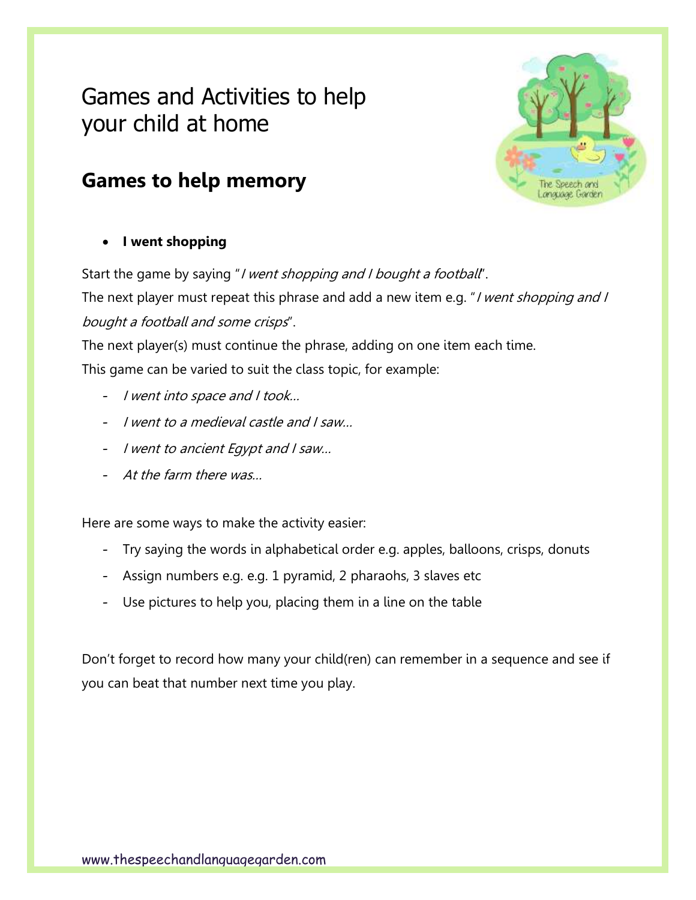# Games and Activities to help your child at home

## Games to help memory

- **I went shopping**

Start the game by saying "*I went shopping and I bought a football*".

The next player must repeat this phrase and add a new item e.g. "*I went shopping and I bought a football and some crisps*".

The next player(s) must continue the phrase, adding on one item each time.

This game can be varied to suit the class topic, for example:

- *I went into space and I took…*
- *I went to a medieval castle and I saw…*
- *I went to ancient Egypt and I saw…*
- *At the farm there was…*

Here are some ways to make the activity easier:

- Try saying the words in alphabetical order e.g. apples, balloons, crisps, donuts
- Assign numbers e.g. e.g. 1 pyramid, 2 pharaohs, 3 slaves etc
- Use pictures to help you, placing them in a line on the table

Don't forget to record how many your child(ren) can remember in a sequence and see if you can beat that number next time you play.

www.thespeechandlanguagegarden.com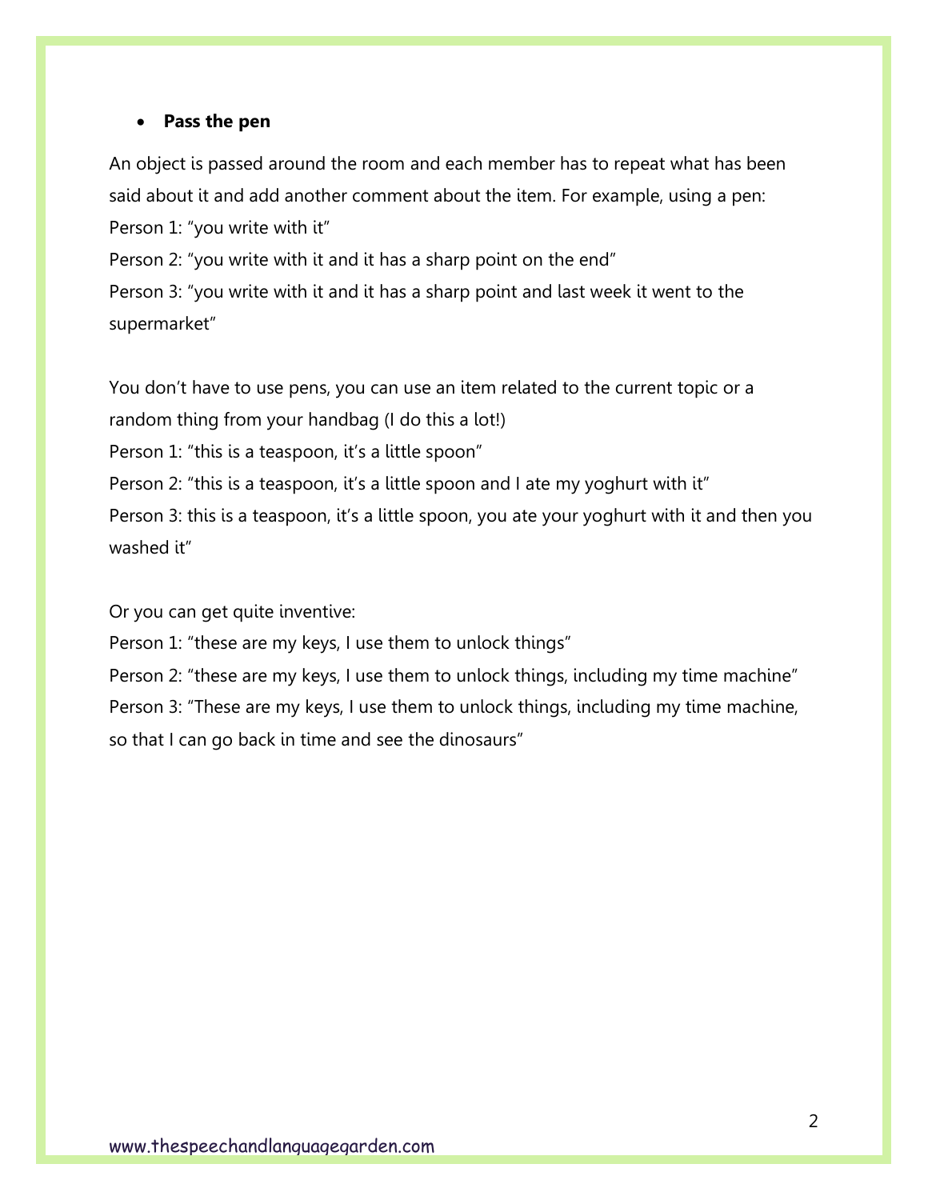- **Pass the pen**

An object is passed around the room and each member has to repeat what has been said about it and add another comment about the item. For example, using a pen:
Person 1: "you write with it"
Person 2: "you write with it and it has a sharp point on the end"
Person 3: "you write with it and it has a sharp point and last week it went to the supermarket"

You don't have to use pens, you can use an item related to the current topic or a random thing from your handbag (I do this a lot!)
Person 1: "this is a teaspoon, it's a little spoon"
Person 2: "this is a teaspoon, it's a little spoon and I ate my yoghurt with it"
Person 3: this is a teaspoon, it's a little spoon, you ate your yoghurt with it and then you washed it"

Or you can get quite inventive:
Person 1: "these are my keys, I use them to unlock things"
Person 2: "these are my keys, I use them to unlock things, including my time machine"
Person 3: "These are my keys, I use them to unlock things, including my time machine, so that I can go back in time and see the dinosaurs"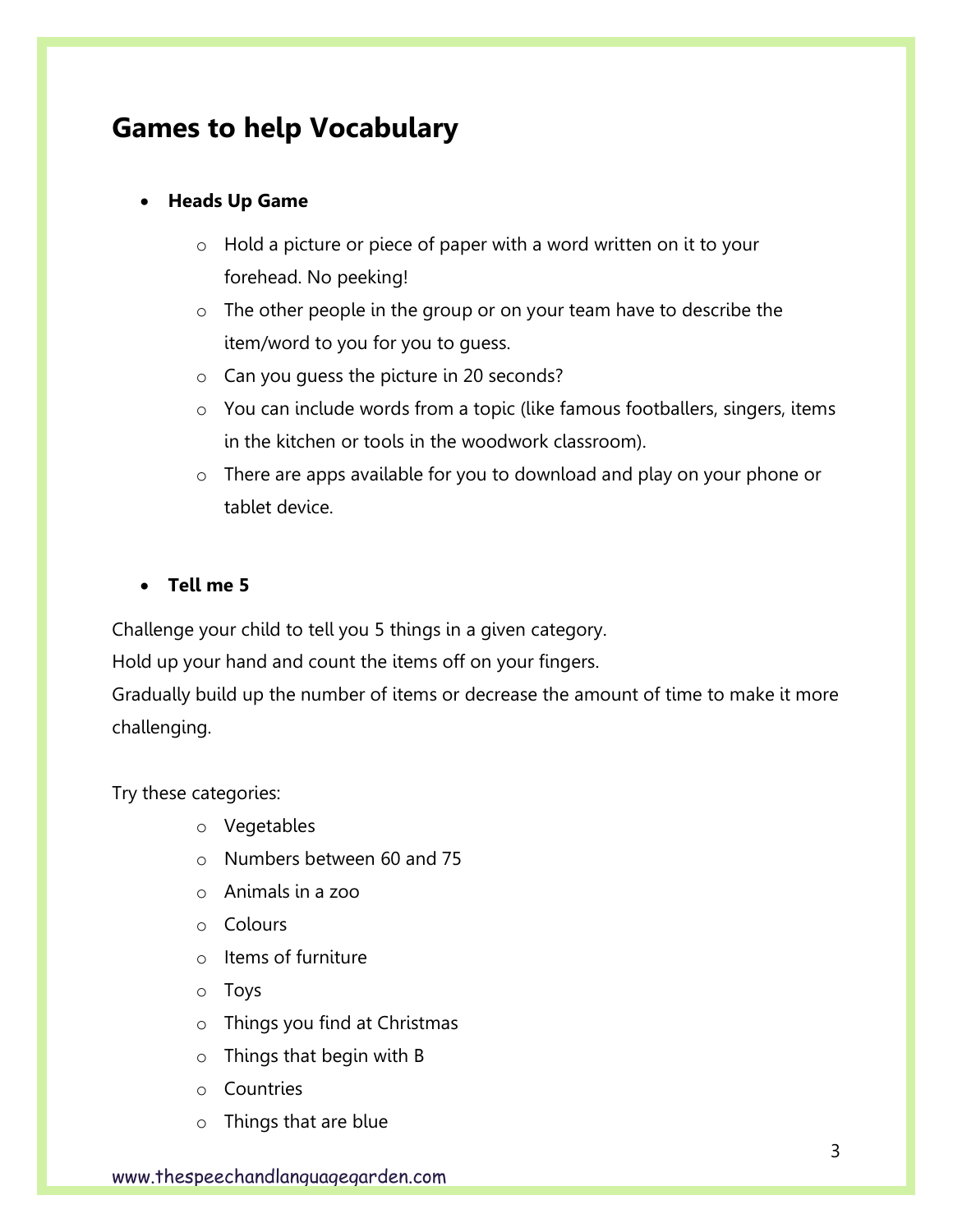## Games to help Vocabulary

- **Heads Up Game**
  - Hold a picture or piece of paper with a word written on it to your forehead. No peeking!
  - The other people in the group or on your team have to describe the item/word to you for you to guess.
  - Can you guess the picture in 20 seconds?
  - You can include words from a topic (like famous footballers, singers, items in the kitchen or tools in the woodwork classroom).
  - There are apps available for you to download and play on your phone or tablet device.

- **Tell me 5**

Challenge your child to tell you 5 things in a given category.
Hold up your hand and count the items off on your fingers.
Gradually build up the number of items or decrease the amount of time to make it more challenging.

Try these categories:

- Vegetables
- Numbers between 60 and 75
- Animals in a zoo
- Colours
- Items of furniture
- Toys
- Things you find at Christmas
- Things that begin with B
- Countries
- Things that are blue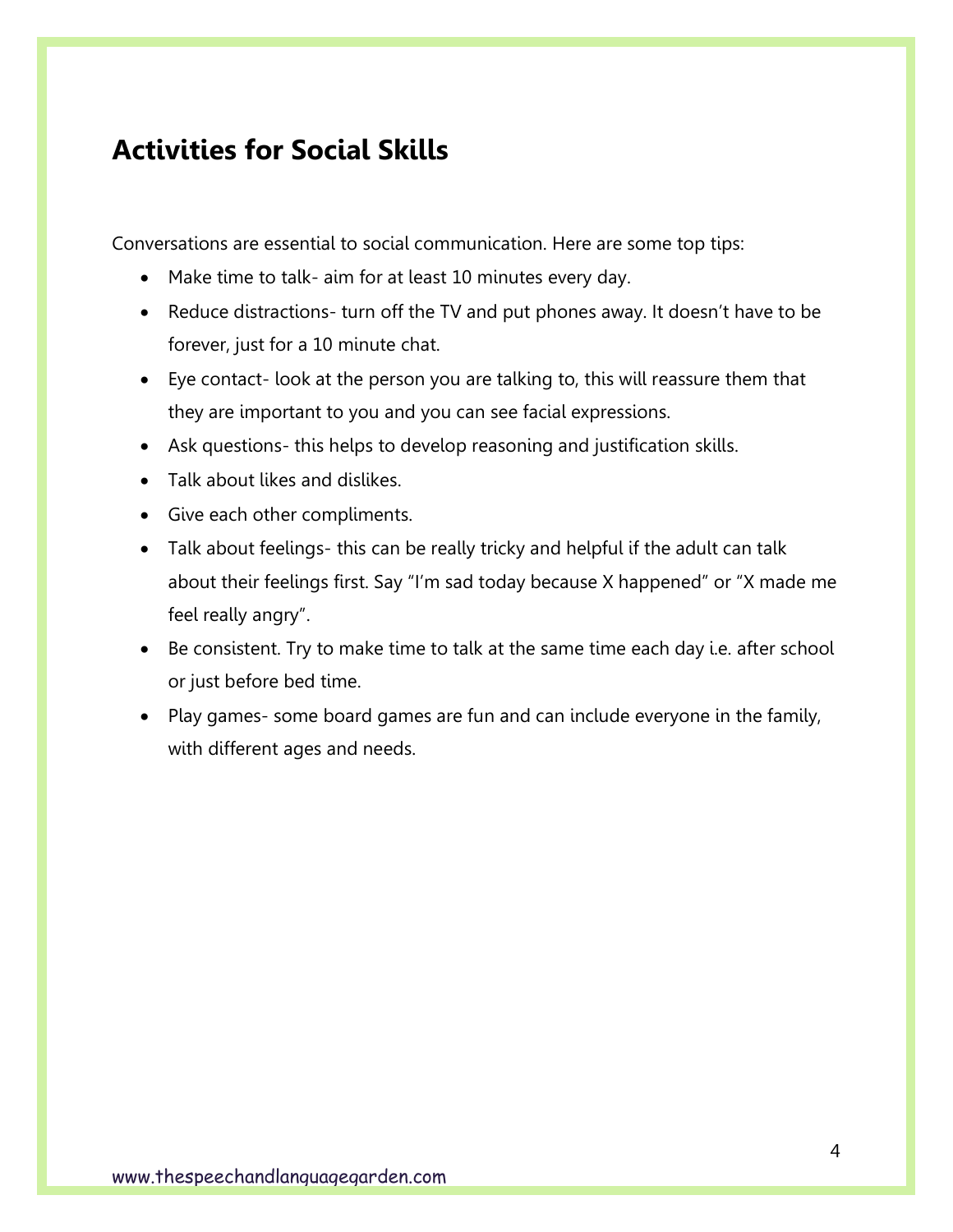## Activities for Social Skills

Conversations are essential to social communication. Here are some top tips:

- Make time to talk- aim for at least 10 minutes every day.
- Reduce distractions- turn off the TV and put phones away. It doesn't have to be forever, just for a 10 minute chat.
- Eye contact- look at the person you are talking to, this will reassure them that they are important to you and you can see facial expressions.
- Ask questions- this helps to develop reasoning and justification skills.
- Talk about likes and dislikes.
- Give each other compliments.
- Talk about feelings- this can be really tricky and helpful if the adult can talk about their feelings first. Say "I'm sad today because X happened" or "X made me feel really angry".
- Be consistent. Try to make time to talk at the same time each day i.e. after school or just before bed time.
- Play games- some board games are fun and can include everyone in the family, with different ages and needs.